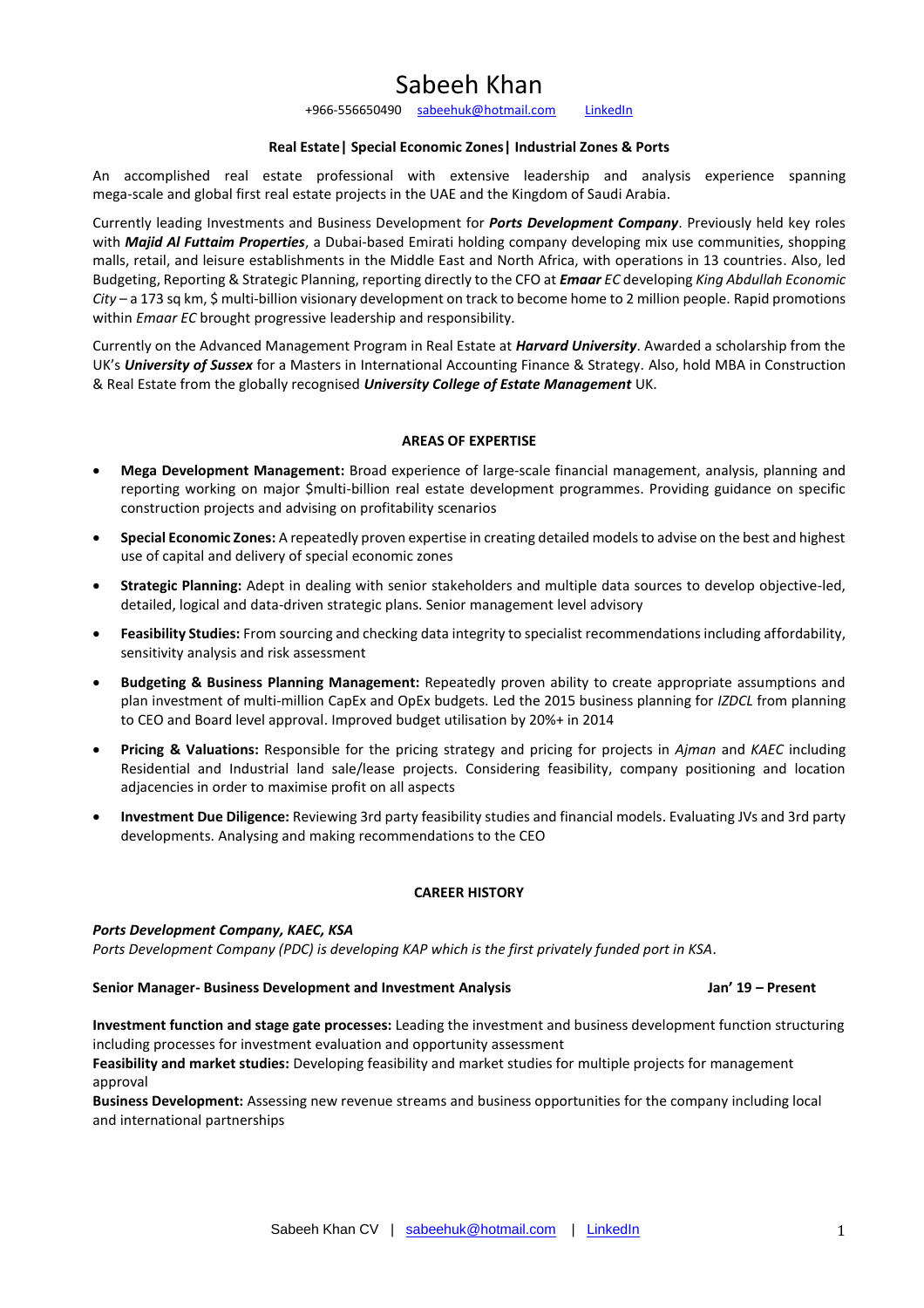# Sabeeh Khan

+966-556650490 sabeehuk@hotmail.com LinkedIn

**Real Estate| Special Economic Zones| Industrial Zones & Ports**

An accomplished real estate professional with extensive leadership and analysis experience spanning mega-scale and global first real estate projects in the UAE and the Kingdom of Saudi Arabia.

Currently leading Investments and Business Development for ***Ports Development Company***. Previously held key roles with ***Majid Al Futtaim Properties***, a Dubai-based Emirati holding company developing mix use communities, shopping malls, retail, and leisure establishments in the Middle East and North Africa, with operations in 13 countries. Also, led Budgeting, Reporting & Strategic Planning, reporting directly to the CFO at ***Emaar*** *EC* developing *King Abdullah Economic City* – a 173 sq km, $ multi-billion visionary development on track to become home to 2 million people. Rapid promotions within *Emaar EC* brought progressive leadership and responsibility.

Currently on the Advanced Management Program in Real Estate at ***Harvard University***. Awarded a scholarship from the UK's ***University of Sussex*** for a Masters in International Accounting Finance & Strategy. Also, hold MBA in Construction & Real Estate from the globally recognised ***University College of Estate Management*** UK.

## AREAS OF EXPERTISE

- **Mega Development Management:** Broad experience of large-scale financial management, analysis, planning and reporting working on major $multi-billion real estate development programmes. Providing guidance on specific construction projects and advising on profitability scenarios
- **Special Economic Zones:** A repeatedly proven expertise in creating detailed models to advise on the best and highest use of capital and delivery of special economic zones
- **Strategic Planning:** Adept in dealing with senior stakeholders and multiple data sources to develop objective-led, detailed, logical and data-driven strategic plans. Senior management level advisory
- **Feasibility Studies:** From sourcing and checking data integrity to specialist recommendations including affordability, sensitivity analysis and risk assessment
- **Budgeting & Business Planning Management:** Repeatedly proven ability to create appropriate assumptions and plan investment of multi-million CapEx and OpEx budgets. Led the 2015 business planning for *IZDCL* from planning to CEO and Board level approval. Improved budget utilisation by 20%+ in 2014
- **Pricing & Valuations:** Responsible for the pricing strategy and pricing for projects in *Ajman* and *KAEC* including Residential and Industrial land sale/lease projects. Considering feasibility, company positioning and location adjacencies in order to maximise profit on all aspects
- **Investment Due Diligence:** Reviewing 3rd party feasibility studies and financial models. Evaluating JVs and 3rd party developments. Analysing and making recommendations to the CEO

## CAREER HISTORY

***Ports Development Company, KAEC, KSA***

*Ports Development Company (PDC) is developing KAP which is the first privately funded port in KSA.*

**Senior Manager- Business Development and Investment Analysis** **Jan' 19 – Present**

**Investment function and stage gate processes:** Leading the investment and business development function structuring including processes for investment evaluation and opportunity assessment

**Feasibility and market studies:** Developing feasibility and market studies for multiple projects for management approval

**Business Development:** Assessing new revenue streams and business opportunities for the company including local and international partnerships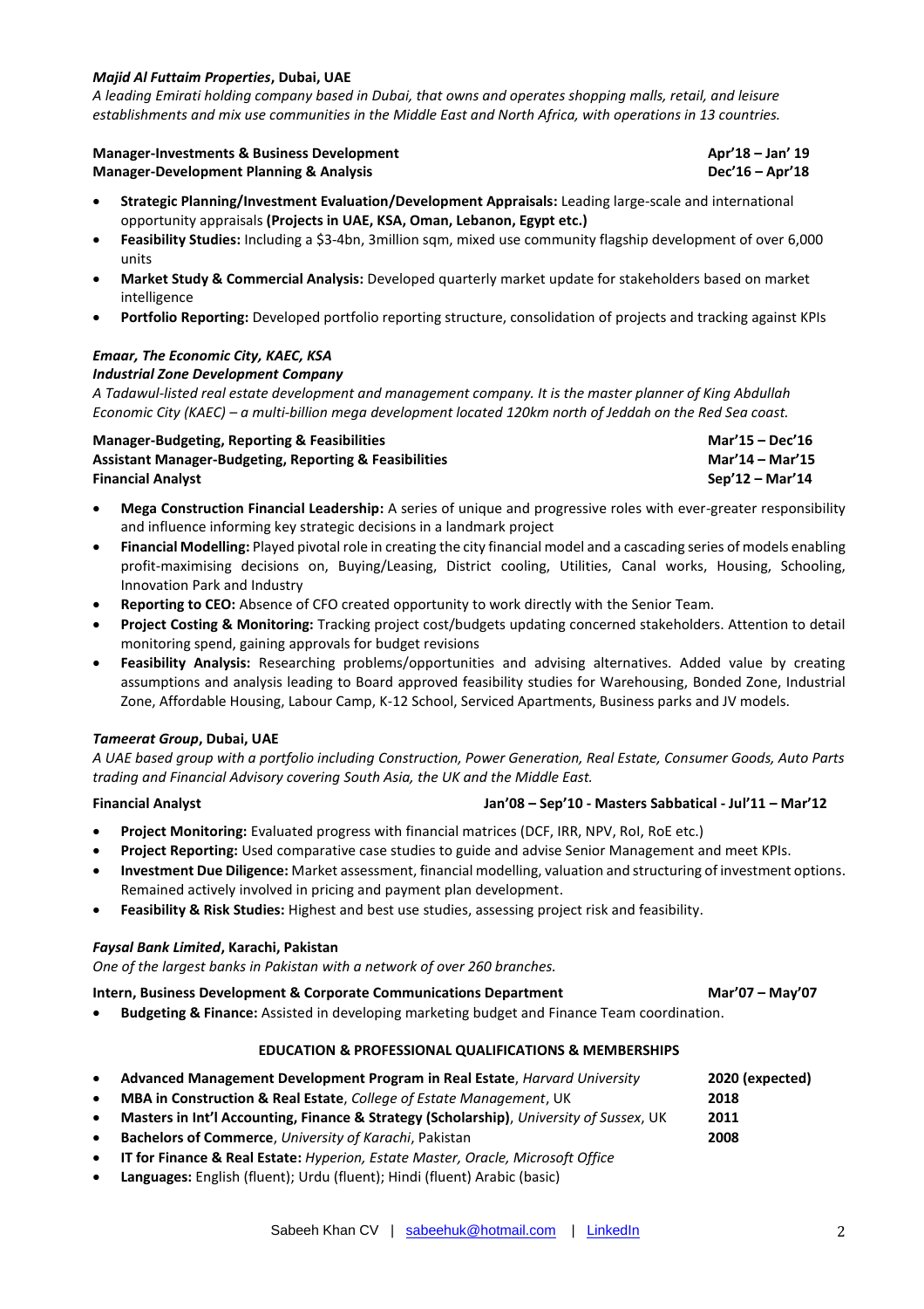***Majid Al Futtaim Properties*, Dubai, UAE**

*A leading Emirati holding company based in Dubai, that owns and operates shopping malls, retail, and leisure establishments and mix use communities in the Middle East and North Africa, with operations in 13 countries.*

**Manager-Investments & Business Development** — **Apr'18 – Jan' 19**
**Manager-Development Planning & Analysis** — **Dec'16 – Apr'18**

- **Strategic Planning/Investment Evaluation/Development Appraisals:** Leading large-scale and international opportunity appraisals **(Projects in UAE, KSA, Oman, Lebanon, Egypt etc.)**
- **Feasibility Studies:** Including a $3-4bn, 3million sqm, mixed use community flagship development of over 6,000 units
- **Market Study & Commercial Analysis:** Developed quarterly market update for stakeholders based on market intelligence
- **Portfolio Reporting:** Developed portfolio reporting structure, consolidation of projects and tracking against KPIs

***Emaar, The Economic City, KAEC, KSA***
***Industrial Zone Development Company***

*A Tadawul-listed real estate development and management company. It is the master planner of King Abdullah Economic City (KAEC) – a multi-billion mega development located 120km north of Jeddah on the Red Sea coast.*

**Manager-Budgeting, Reporting & Feasibilities** — **Mar'15 – Dec'16**
**Assistant Manager-Budgeting, Reporting & Feasibilities** — **Mar'14 – Mar'15**
**Financial Analyst** — **Sep'12 – Mar'14**

- **Mega Construction Financial Leadership:** A series of unique and progressive roles with ever-greater responsibility and influence informing key strategic decisions in a landmark project
- **Financial Modelling:** Played pivotal role in creating the city financial model and a cascading series of models enabling profit-maximising decisions on, Buying/Leasing, District cooling, Utilities, Canal works, Housing, Schooling, Innovation Park and Industry
- **Reporting to CEO:** Absence of CFO created opportunity to work directly with the Senior Team.
- **Project Costing & Monitoring:** Tracking project cost/budgets updating concerned stakeholders. Attention to detail monitoring spend, gaining approvals for budget revisions
- **Feasibility Analysis:** Researching problems/opportunities and advising alternatives. Added value by creating assumptions and analysis leading to Board approved feasibility studies for Warehousing, Bonded Zone, Industrial Zone, Affordable Housing, Labour Camp, K-12 School, Serviced Apartments, Business parks and JV models.

***Tameerat Group*, Dubai, UAE**

*A UAE based group with a portfolio including Construction, Power Generation, Real Estate, Consumer Goods, Auto Parts trading and Financial Advisory covering South Asia, the UK and the Middle East.*

**Financial Analyst** — **Jan'08 – Sep'10 - Masters Sabbatical - Jul'11 – Mar'12**

- **Project Monitoring:** Evaluated progress with financial matrices (DCF, IRR, NPV, RoI, RoE etc.)
- **Project Reporting:** Used comparative case studies to guide and advise Senior Management and meet KPIs.
- **Investment Due Diligence:** Market assessment, financial modelling, valuation and structuring of investment options. Remained actively involved in pricing and payment plan development.
- **Feasibility & Risk Studies:** Highest and best use studies, assessing project risk and feasibility.

***Faysal Bank Limited*, Karachi, Pakistan**

*One of the largest banks in Pakistan with a network of over 260 branches.*

**Intern, Business Development & Corporate Communications Department** — **Mar'07 – May'07**

- **Budgeting & Finance:** Assisted in developing marketing budget and Finance Team coordination.

## EDUCATION & PROFESSIONAL QUALIFICATIONS & MEMBERSHIPS

- **Advanced Management Development Program in Real Estate**, *Harvard University* — **2020 (expected)**
- **MBA in Construction & Real Estate**, *College of Estate Management*, UK — **2018**
- **Masters in Int'l Accounting, Finance & Strategy (Scholarship)**, *University of Sussex*, UK — **2011**
- **Bachelors of Commerce**, *University of Karachi*, Pakistan — **2008**
- **IT for Finance & Real Estate:** *Hyperion, Estate Master, Oracle, Microsoft Office*
- **Languages:** English (fluent); Urdu (fluent); Hindi (fluent) Arabic (basic)

Sabeeh Khan CV | [sabeehuk@hotmail.com](mailto:sabeehuk@hotmail.com) | [LinkedIn]